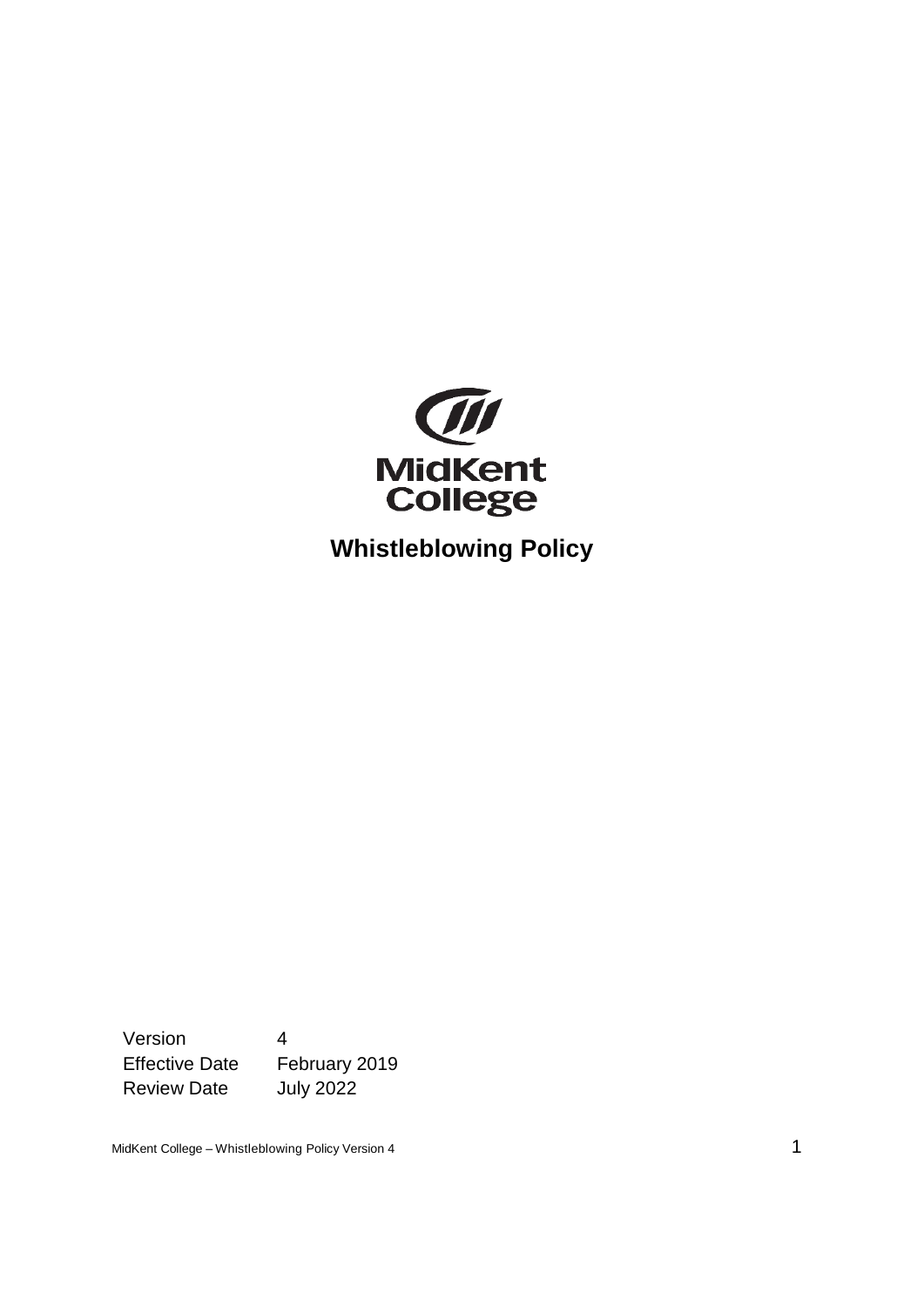MidKent College

# Whistleblowing Policy

| | |
|---|---|
| Version | 4 |
| Effective Date | February 2019 |
| Review Date | July 2022 |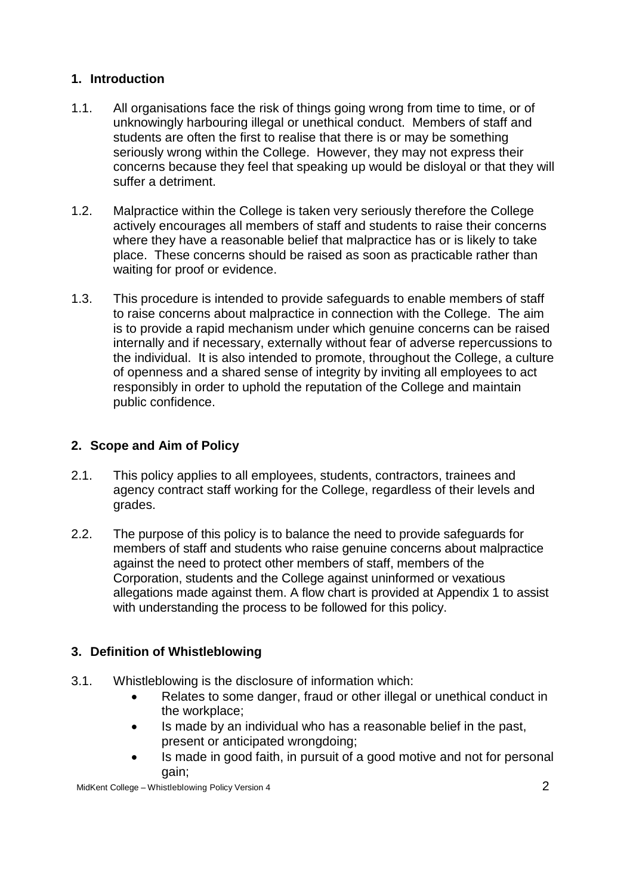## 1. Introduction

1.1. All organisations face the risk of things going wrong from time to time, or of unknowingly harbouring illegal or unethical conduct. Members of staff and students are often the first to realise that there is or may be something seriously wrong within the College. However, they may not express their concerns because they feel that speaking up would be disloyal or that they will suffer a detriment.

1.2. Malpractice within the College is taken very seriously therefore the College actively encourages all members of staff and students to raise their concerns where they have a reasonable belief that malpractice has or is likely to take place. These concerns should be raised as soon as practicable rather than waiting for proof or evidence.

1.3. This procedure is intended to provide safeguards to enable members of staff to raise concerns about malpractice in connection with the College. The aim is to provide a rapid mechanism under which genuine concerns can be raised internally and if necessary, externally without fear of adverse repercussions to the individual. It is also intended to promote, throughout the College, a culture of openness and a shared sense of integrity by inviting all employees to act responsibly in order to uphold the reputation of the College and maintain public confidence.

## 2. Scope and Aim of Policy

2.1. This policy applies to all employees, students, contractors, trainees and agency contract staff working for the College, regardless of their levels and grades.

2.2. The purpose of this policy is to balance the need to provide safeguards for members of staff and students who raise genuine concerns about malpractice against the need to protect other members of staff, members of the Corporation, students and the College against uninformed or vexatious allegations made against them. A flow chart is provided at Appendix 1 to assist with understanding the process to be followed for this policy.

## 3. Definition of Whistleblowing

3.1. Whistleblowing is the disclosure of information which:

- Relates to some danger, fraud or other illegal or unethical conduct in the workplace;
- Is made by an individual who has a reasonable belief in the past, present or anticipated wrongdoing;
- Is made in good faith, in pursuit of a good motive and not for personal gain;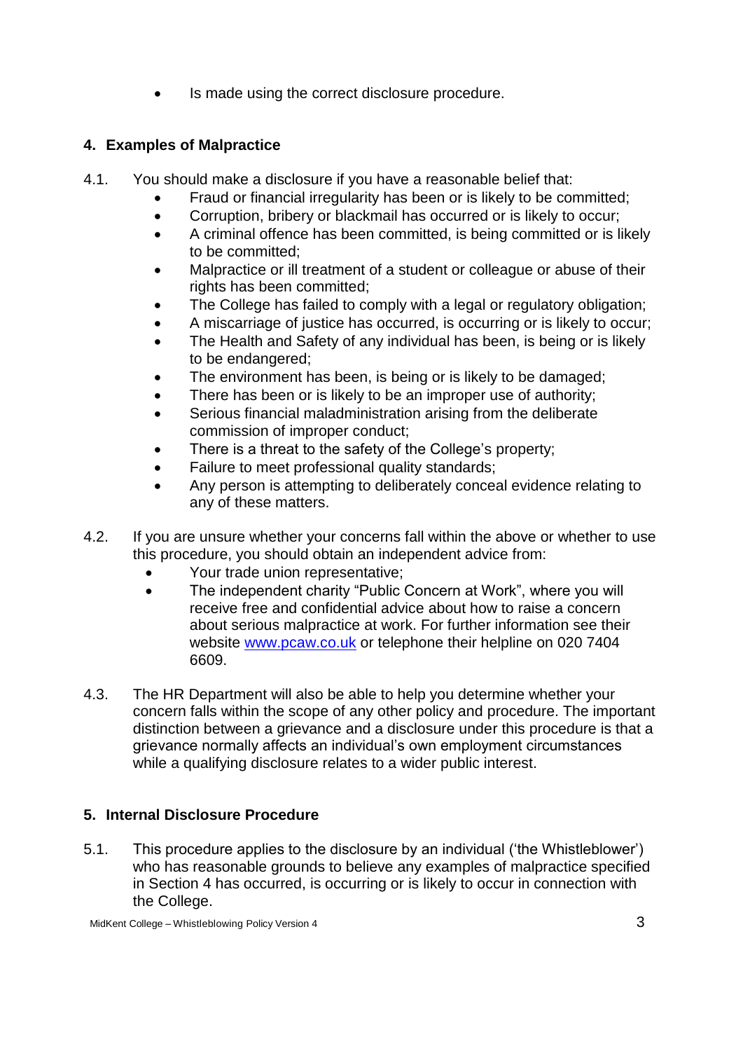- Is made using the correct disclosure procedure.

## 4. Examples of Malpractice

4.1. You should make a disclosure if you have a reasonable belief that:

- Fraud or financial irregularity has been or is likely to be committed;
- Corruption, bribery or blackmail has occurred or is likely to occur;
- A criminal offence has been committed, is being committed or is likely to be committed;
- Malpractice or ill treatment of a student or colleague or abuse of their rights has been committed;
- The College has failed to comply with a legal or regulatory obligation;
- A miscarriage of justice has occurred, is occurring or is likely to occur;
- The Health and Safety of any individual has been, is being or is likely to be endangered;
- The environment has been, is being or is likely to be damaged;
- There has been or is likely to be an improper use of authority;
- Serious financial maladministration arising from the deliberate commission of improper conduct;
- There is a threat to the safety of the College's property;
- Failure to meet professional quality standards;
- Any person is attempting to deliberately conceal evidence relating to any of these matters.

4.2. If you are unsure whether your concerns fall within the above or whether to use this procedure, you should obtain an independent advice from:

- Your trade union representative;
- The independent charity "Public Concern at Work", where you will receive free and confidential advice about how to raise a concern about serious malpractice at work. For further information see their website [www.pcaw.co.uk](http://www.pcaw.co.uk) or telephone their helpline on 020 7404 6609.

4.3. The HR Department will also be able to help you determine whether your concern falls within the scope of any other policy and procedure. The important distinction between a grievance and a disclosure under this procedure is that a grievance normally affects an individual's own employment circumstances while a qualifying disclosure relates to a wider public interest.

## 5. Internal Disclosure Procedure

5.1. This procedure applies to the disclosure by an individual ('the Whistleblower') who has reasonable grounds to believe any examples of malpractice specified in Section 4 has occurred, is occurring or is likely to occur in connection with the College.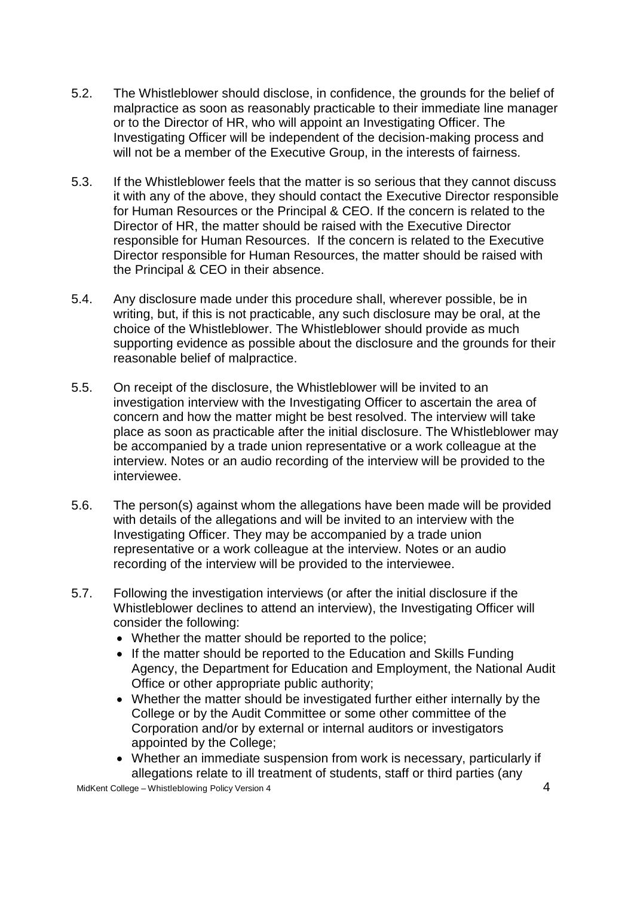5.2. The Whistleblower should disclose, in confidence, the grounds for the belief of malpractice as soon as reasonably practicable to their immediate line manager or to the Director of HR, who will appoint an Investigating Officer. The Investigating Officer will be independent of the decision-making process and will not be a member of the Executive Group, in the interests of fairness.

5.3. If the Whistleblower feels that the matter is so serious that they cannot discuss it with any of the above, they should contact the Executive Director responsible for Human Resources or the Principal & CEO. If the concern is related to the Director of HR, the matter should be raised with the Executive Director responsible for Human Resources. If the concern is related to the Executive Director responsible for Human Resources, the matter should be raised with the Principal & CEO in their absence.

5.4. Any disclosure made under this procedure shall, wherever possible, be in writing, but, if this is not practicable, any such disclosure may be oral, at the choice of the Whistleblower. The Whistleblower should provide as much supporting evidence as possible about the disclosure and the grounds for their reasonable belief of malpractice.

5.5. On receipt of the disclosure, the Whistleblower will be invited to an investigation interview with the Investigating Officer to ascertain the area of concern and how the matter might be best resolved. The interview will take place as soon as practicable after the initial disclosure. The Whistleblower may be accompanied by a trade union representative or a work colleague at the interview. Notes or an audio recording of the interview will be provided to the interviewee.

5.6. The person(s) against whom the allegations have been made will be provided with details of the allegations and will be invited to an interview with the Investigating Officer. They may be accompanied by a trade union representative or a work colleague at the interview. Notes or an audio recording of the interview will be provided to the interviewee.

5.7. Following the investigation interviews (or after the initial disclosure if the Whistleblower declines to attend an interview), the Investigating Officer will consider the following:

- Whether the matter should be reported to the police;
- If the matter should be reported to the Education and Skills Funding Agency, the Department for Education and Employment, the National Audit Office or other appropriate public authority;
- Whether the matter should be investigated further either internally by the College or by the Audit Committee or some other committee of the Corporation and/or by external or internal auditors or investigators appointed by the College;
- Whether an immediate suspension from work is necessary, particularly if allegations relate to ill treatment of students, staff or third parties (any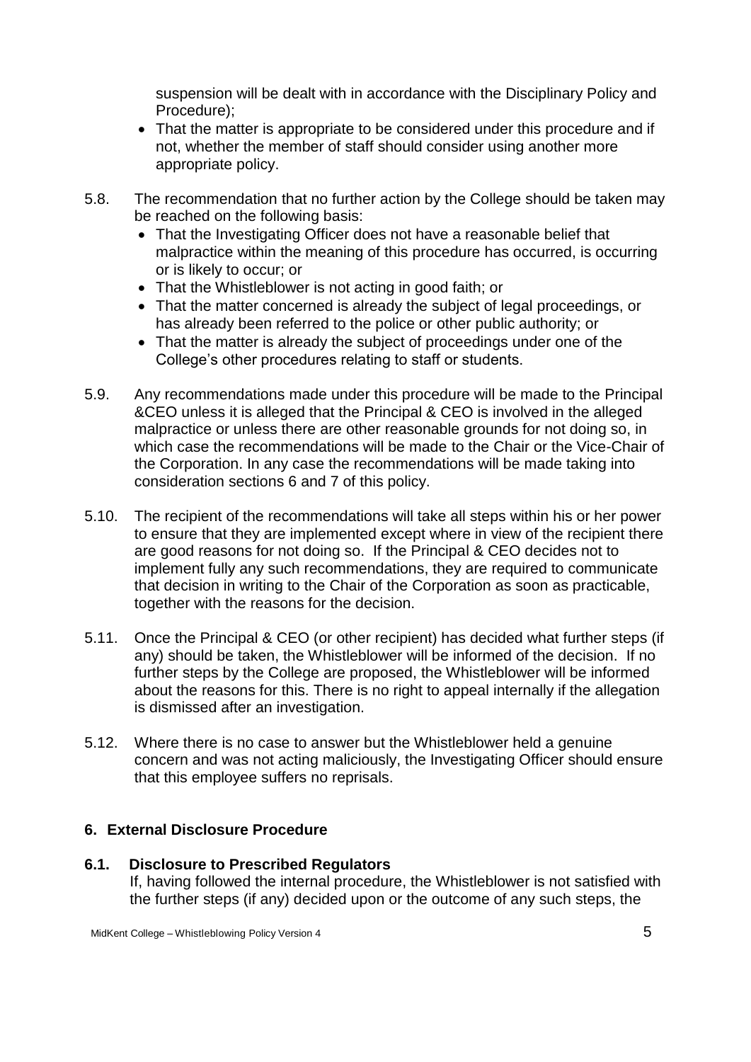suspension will be dealt with in accordance with the Disciplinary Policy and Procedure);

- That the matter is appropriate to be considered under this procedure and if not, whether the member of staff should consider using another more appropriate policy.

5.8. The recommendation that no further action by the College should be taken may be reached on the following basis:

- That the Investigating Officer does not have a reasonable belief that malpractice within the meaning of this procedure has occurred, is occurring or is likely to occur; or
- That the Whistleblower is not acting in good faith; or
- That the matter concerned is already the subject of legal proceedings, or has already been referred to the police or other public authority; or
- That the matter is already the subject of proceedings under one of the College's other procedures relating to staff or students.

5.9. Any recommendations made under this procedure will be made to the Principal &CEO unless it is alleged that the Principal & CEO is involved in the alleged malpractice or unless there are other reasonable grounds for not doing so, in which case the recommendations will be made to the Chair or the Vice-Chair of the Corporation. In any case the recommendations will be made taking into consideration sections 6 and 7 of this policy.

5.10. The recipient of the recommendations will take all steps within his or her power to ensure that they are implemented except where in view of the recipient there are good reasons for not doing so. If the Principal & CEO decides not to implement fully any such recommendations, they are required to communicate that decision in writing to the Chair of the Corporation as soon as practicable, together with the reasons for the decision.

5.11. Once the Principal & CEO (or other recipient) has decided what further steps (if any) should be taken, the Whistleblower will be informed of the decision. If no further steps by the College are proposed, the Whistleblower will be informed about the reasons for this. There is no right to appeal internally if the allegation is dismissed after an investigation.

5.12. Where there is no case to answer but the Whistleblower held a genuine concern and was not acting maliciously, the Investigating Officer should ensure that this employee suffers no reprisals.

## 6. External Disclosure Procedure

### 6.1. Disclosure to Prescribed Regulators

If, having followed the internal procedure, the Whistleblower is not satisfied with the further steps (if any) decided upon or the outcome of any such steps, the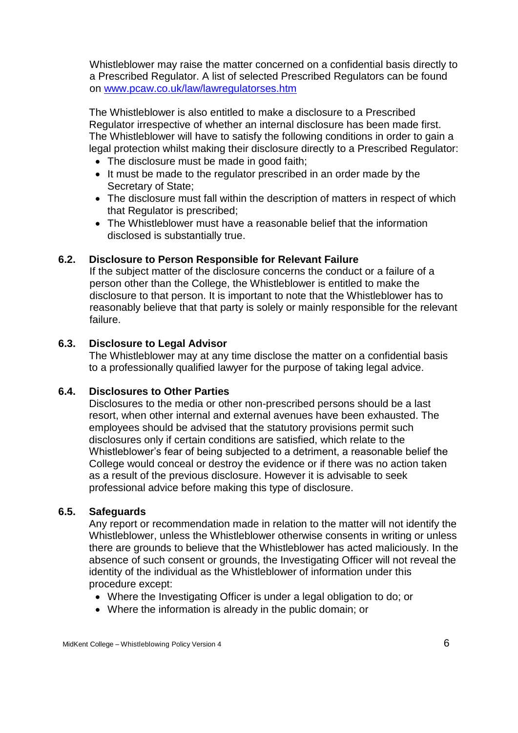Whistleblower may raise the matter concerned on a confidential basis directly to a Prescribed Regulator. A list of selected Prescribed Regulators can be found on [www.pcaw.co.uk/law/lawregulatorses.htm](www.pcaw.co.uk/law/lawregulatorses.htm)

The Whistleblower is also entitled to make a disclosure to a Prescribed Regulator irrespective of whether an internal disclosure has been made first. The Whistleblower will have to satisfy the following conditions in order to gain a legal protection whilst making their disclosure directly to a Prescribed Regulator:

- The disclosure must be made in good faith;
- It must be made to the regulator prescribed in an order made by the Secretary of State;
- The disclosure must fall within the description of matters in respect of which that Regulator is prescribed;
- The Whistleblower must have a reasonable belief that the information disclosed is substantially true.

### 6.2. Disclosure to Person Responsible for Relevant Failure

If the subject matter of the disclosure concerns the conduct or a failure of a person other than the College, the Whistleblower is entitled to make the disclosure to that person. It is important to note that the Whistleblower has to reasonably believe that that party is solely or mainly responsible for the relevant failure.

### 6.3. Disclosure to Legal Advisor

The Whistleblower may at any time disclose the matter on a confidential basis to a professionally qualified lawyer for the purpose of taking legal advice.

### 6.4. Disclosures to Other Parties

Disclosures to the media or other non-prescribed persons should be a last resort, when other internal and external avenues have been exhausted. The employees should be advised that the statutory provisions permit such disclosures only if certain conditions are satisfied, which relate to the Whistleblower's fear of being subjected to a detriment, a reasonable belief the College would conceal or destroy the evidence or if there was no action taken as a result of the previous disclosure. However it is advisable to seek professional advice before making this type of disclosure.

### 6.5. Safeguards

Any report or recommendation made in relation to the matter will not identify the Whistleblower, unless the Whistleblower otherwise consents in writing or unless there are grounds to believe that the Whistleblower has acted maliciously. In the absence of such consent or grounds, the Investigating Officer will not reveal the identity of the individual as the Whistleblower of information under this procedure except:

- Where the Investigating Officer is under a legal obligation to do; or
- Where the information is already in the public domain; or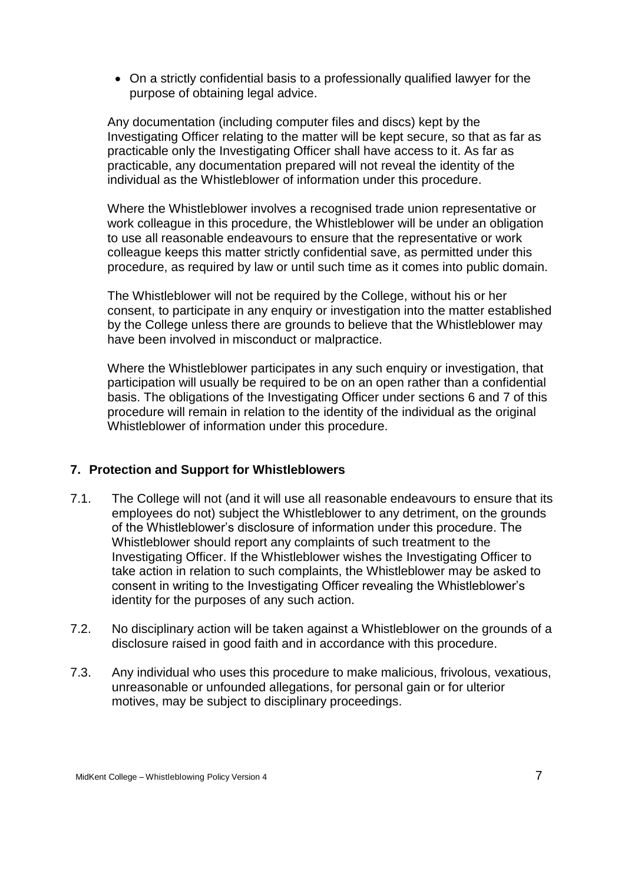- On a strictly confidential basis to a professionally qualified lawyer for the purpose of obtaining legal advice.

Any documentation (including computer files and discs) kept by the Investigating Officer relating to the matter will be kept secure, so that as far as practicable only the Investigating Officer shall have access to it. As far as practicable, any documentation prepared will not reveal the identity of the individual as the Whistleblower of information under this procedure.

Where the Whistleblower involves a recognised trade union representative or work colleague in this procedure, the Whistleblower will be under an obligation to use all reasonable endeavours to ensure that the representative or work colleague keeps this matter strictly confidential save, as permitted under this procedure, as required by law or until such time as it comes into public domain.

The Whistleblower will not be required by the College, without his or her consent, to participate in any enquiry or investigation into the matter established by the College unless there are grounds to believe that the Whistleblower may have been involved in misconduct or malpractice.

Where the Whistleblower participates in any such enquiry or investigation, that participation will usually be required to be on an open rather than a confidential basis. The obligations of the Investigating Officer under sections 6 and 7 of this procedure will remain in relation to the identity of the individual as the original Whistleblower of information under this procedure.

## 7. Protection and Support for Whistleblowers

7.1. The College will not (and it will use all reasonable endeavours to ensure that its employees do not) subject the Whistleblower to any detriment, on the grounds of the Whistleblower's disclosure of information under this procedure. The Whistleblower should report any complaints of such treatment to the Investigating Officer. If the Whistleblower wishes the Investigating Officer to take action in relation to such complaints, the Whistleblower may be asked to consent in writing to the Investigating Officer revealing the Whistleblower's identity for the purposes of any such action.

7.2. No disciplinary action will be taken against a Whistleblower on the grounds of a disclosure raised in good faith and in accordance with this procedure.

7.3. Any individual who uses this procedure to make malicious, frivolous, vexatious, unreasonable or unfounded allegations, for personal gain or for ulterior motives, may be subject to disciplinary proceedings.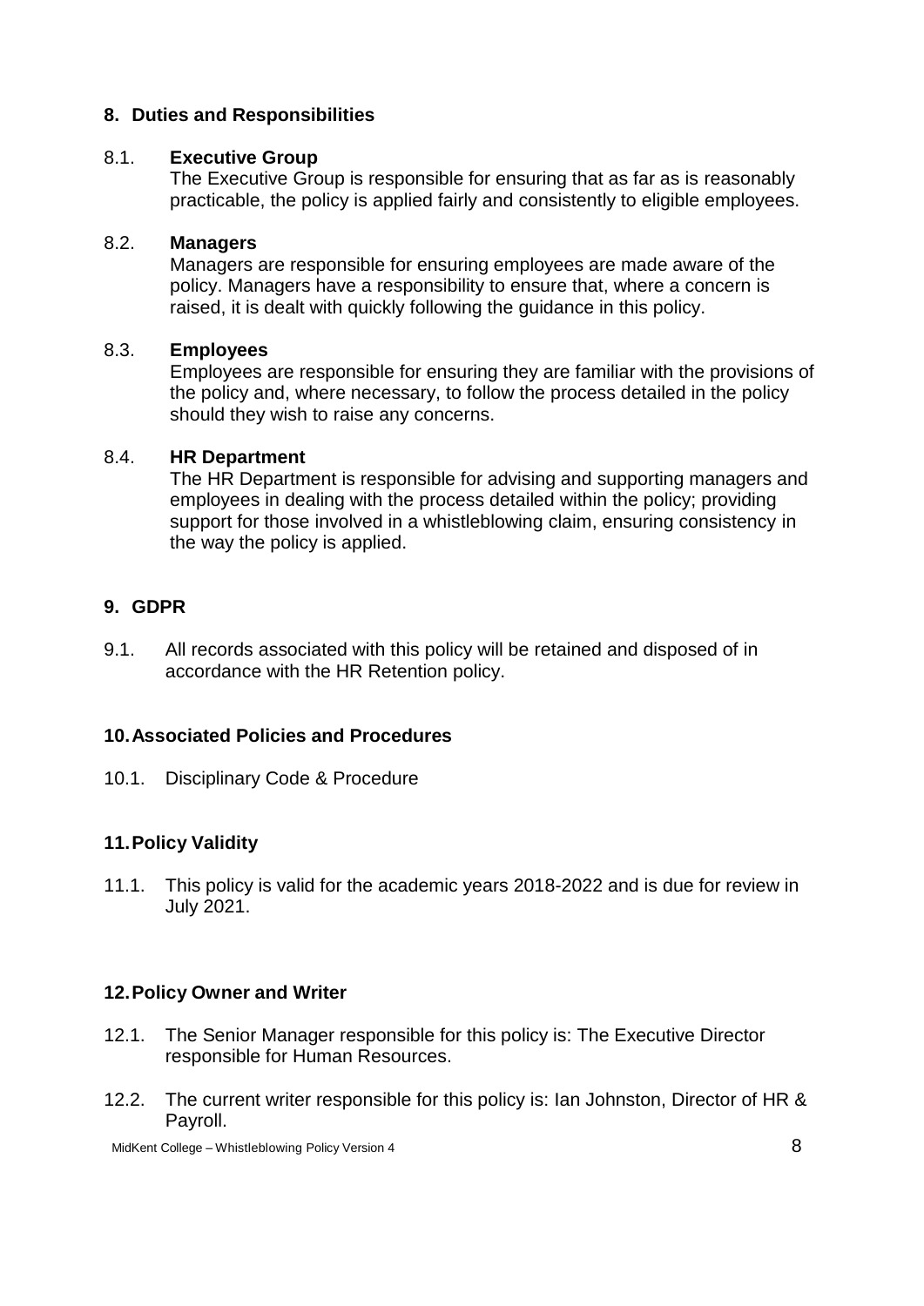## 8. Duties and Responsibilities

8.1. **Executive Group**
The Executive Group is responsible for ensuring that as far as is reasonably practicable, the policy is applied fairly and consistently to eligible employees.

8.2. **Managers**
Managers are responsible for ensuring employees are made aware of the policy. Managers have a responsibility to ensure that, where a concern is raised, it is dealt with quickly following the guidance in this policy.

8.3. **Employees**
Employees are responsible for ensuring they are familiar with the provisions of the policy and, where necessary, to follow the process detailed in the policy should they wish to raise any concerns.

8.4. **HR Department**
The HR Department is responsible for advising and supporting managers and employees in dealing with the process detailed within the policy; providing support for those involved in a whistleblowing claim, ensuring consistency in the way the policy is applied.

## 9. GDPR

9.1. All records associated with this policy will be retained and disposed of in accordance with the HR Retention policy.

## 10. Associated Policies and Procedures

10.1. Disciplinary Code & Procedure

## 11. Policy Validity

11.1. This policy is valid for the academic years 2018-2022 and is due for review in July 2021.

## 12. Policy Owner and Writer

12.1. The Senior Manager responsible for this policy is: The Executive Director responsible for Human Resources.

12.2. The current writer responsible for this policy is: Ian Johnston, Director of HR & Payroll.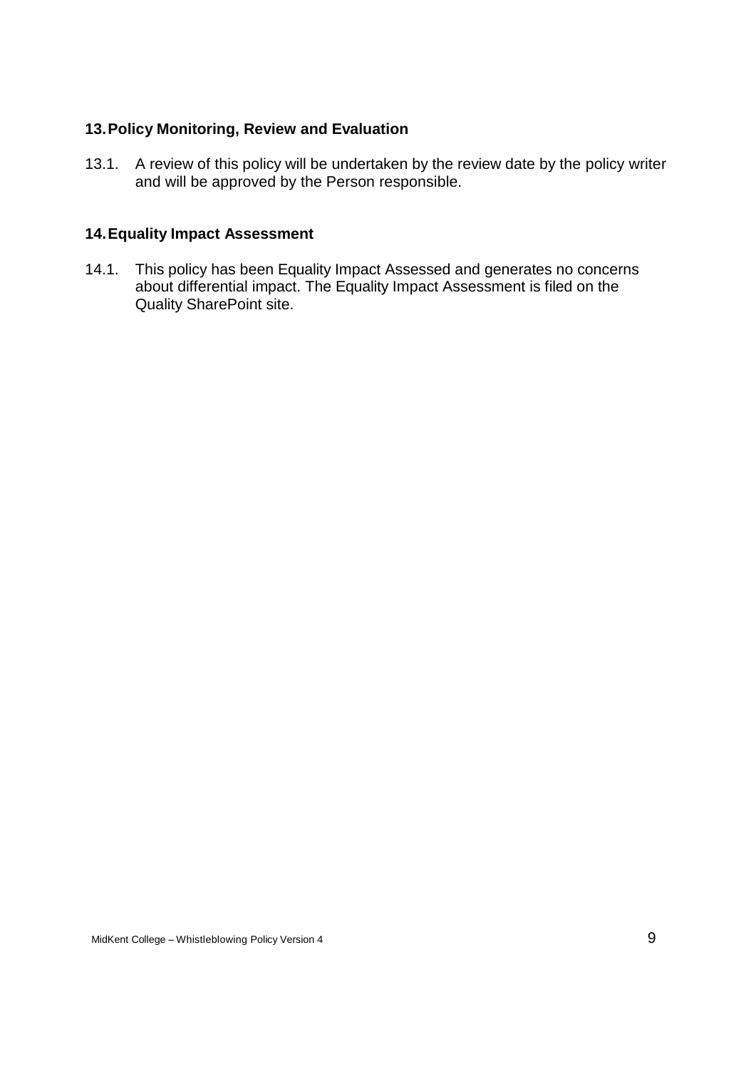## 13. Policy Monitoring, Review and Evaluation

13.1. A review of this policy will be undertaken by the review date by the policy writer and will be approved by the Person responsible.

## 14. Equality Impact Assessment

14.1. This policy has been Equality Impact Assessed and generates no concerns about differential impact. The Equality Impact Assessment is filed on the Quality SharePoint site.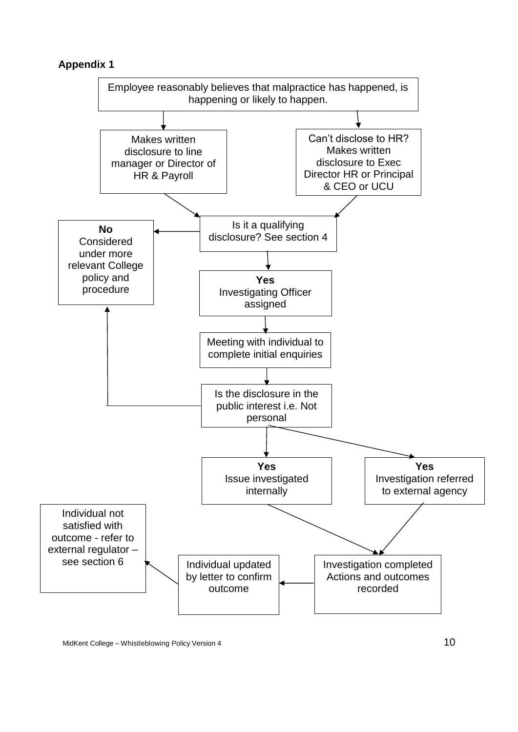**Appendix 1**

Employee reasonably believes that malpractice has happened, is happening or likely to happen.

Makes written disclosure to line manager or Director of HR & Payroll

Can't disclose to HR? Makes written disclosure to Exec Director HR or Principal & CEO or UCU

Is it a qualifying disclosure? See section 4

**No**
Considered under more relevant College policy and procedure

**Yes**
Investigating Officer assigned

Meeting with individual to complete initial enquiries

Is the disclosure in the public interest i.e. Not personal

**Yes**
Issue investigated internally

**Yes**
Investigation referred to external agency

Investigation completed Actions and outcomes recorded

Individual updated by letter to confirm outcome

Individual not satisfied with outcome - refer to external regulator – see section 6

MidKent College – Whistleblowing Policy Version 4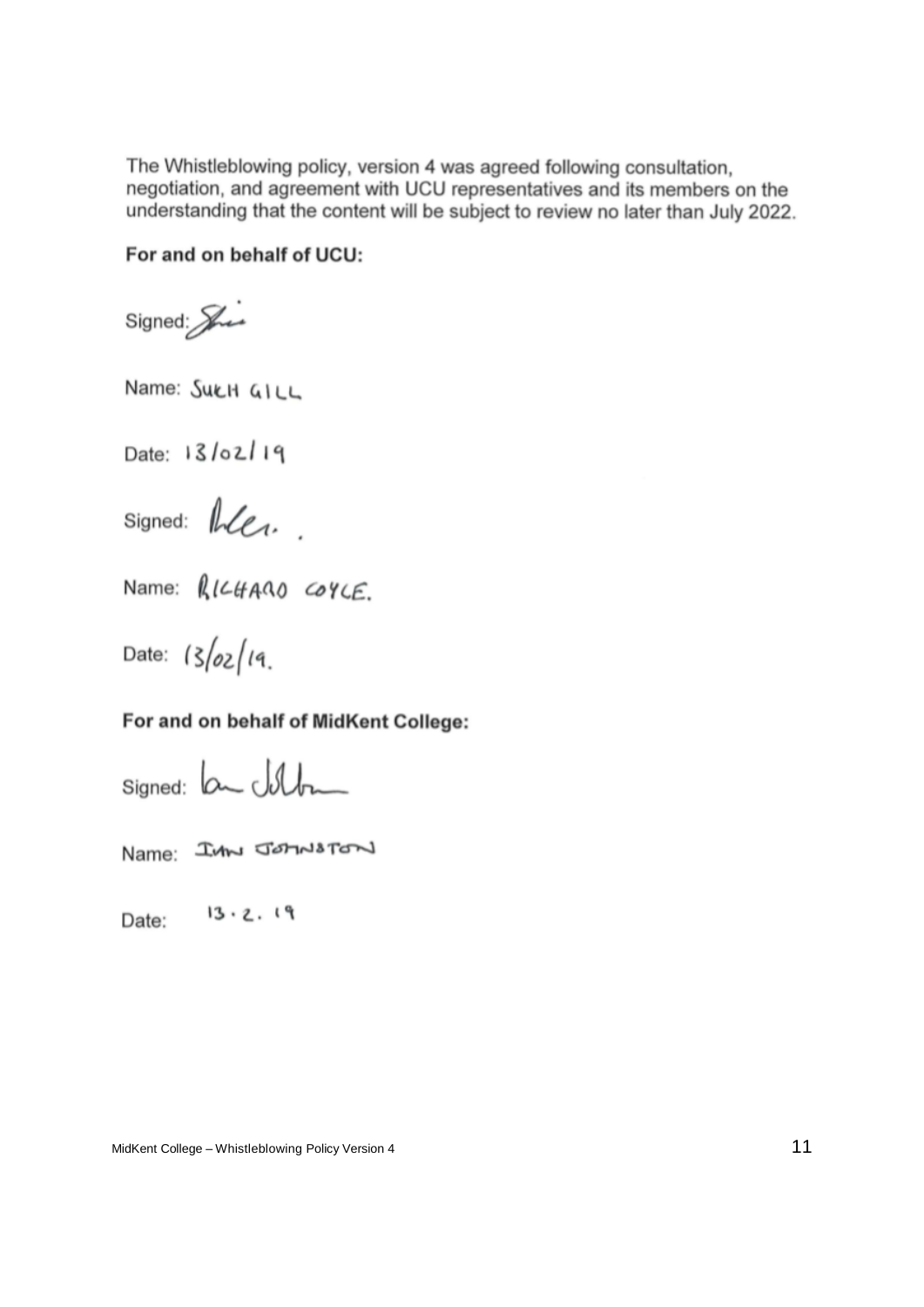The Whistleblowing policy, version 4 was agreed following consultation, negotiation, and agreement with UCU representatives and its members on the understanding that the content will be subject to review no later than July 2022.

**For and on behalf of UCU:**

Signed:

Name: SUKH GILL

Date: 13/02/19

Signed:

Name: RICHARD COYLE.

Date: 13/02/19.

**For and on behalf of MidKent College:**

Signed:

Name: IAN JOHNSTON

Date: 13.2.19